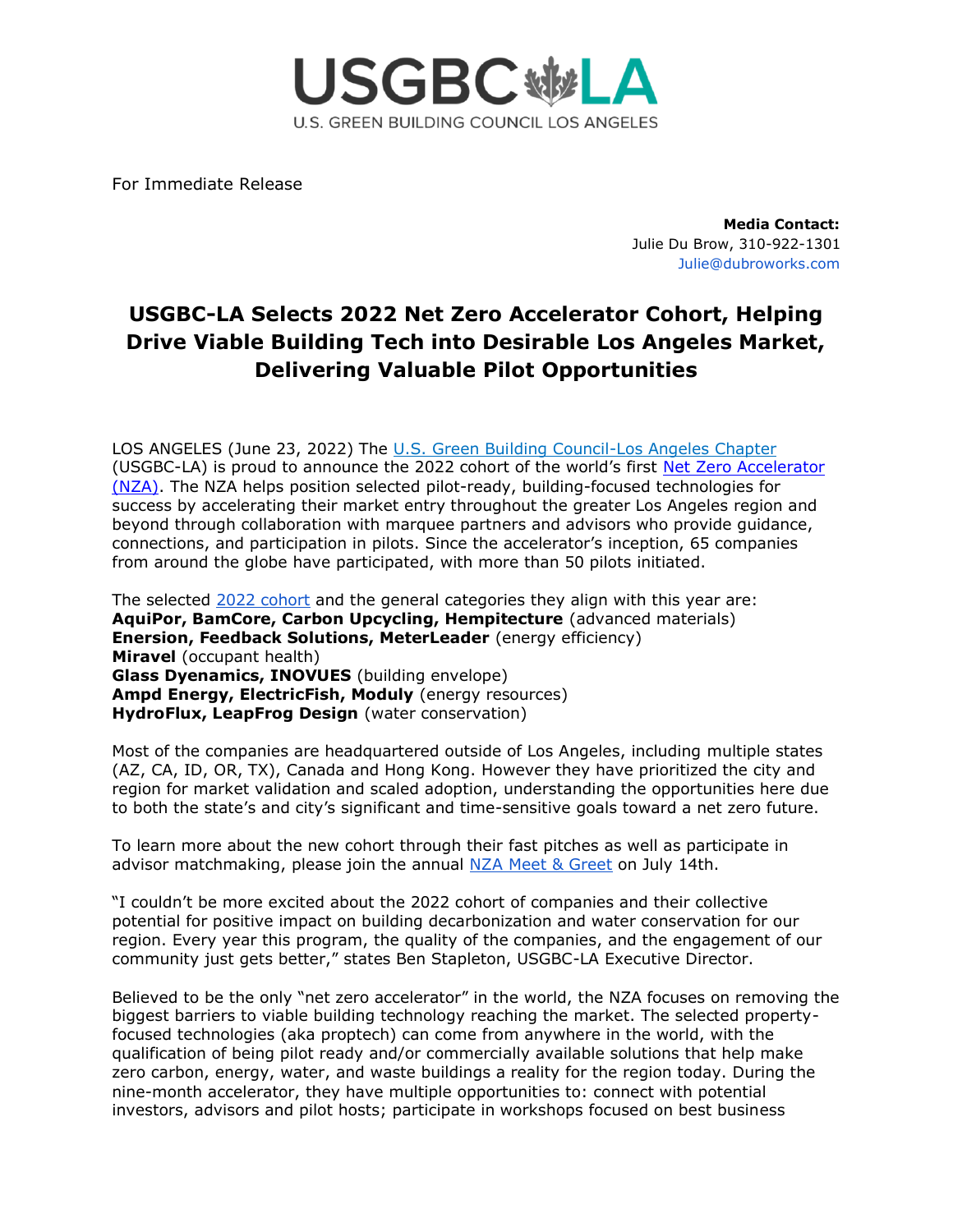USGBC LA
U.S. GREEN BUILDING COUNCIL LOS ANGELES

For Immediate Release

**Media Contact:**
Julie Du Brow, 310-922-1301
Julie@dubroworks.com

# USGBC-LA Selects 2022 Net Zero Accelerator Cohort, Helping Drive Viable Building Tech into Desirable Los Angeles Market, Delivering Valuable Pilot Opportunities

LOS ANGELES (June 23, 2022) The U.S. Green Building Council-Los Angeles Chapter (USGBC-LA) is proud to announce the 2022 cohort of the world's first Net Zero Accelerator (NZA). The NZA helps position selected pilot-ready, building-focused technologies for success by accelerating their market entry throughout the greater Los Angeles region and beyond through collaboration with marquee partners and advisors who provide guidance, connections, and participation in pilots. Since the accelerator's inception, 65 companies from around the globe have participated, with more than 50 pilots initiated.

The selected 2022 cohort and the general categories they align with this year are:
**AquiPor, BamCore, Carbon Upcycling, Hempitecture** (advanced materials)
**Enersion, Feedback Solutions, MeterLeader** (energy efficiency)
**Miravel** (occupant health)
**Glass Dyenamics, INOVUES** (building envelope)
**Ampd Energy, ElectricFish, Moduly** (energy resources)
**HydroFlux, LeapFrog Design** (water conservation)

Most of the companies are headquartered outside of Los Angeles, including multiple states (AZ, CA, ID, OR, TX), Canada and Hong Kong. However they have prioritized the city and region for market validation and scaled adoption, understanding the opportunities here due to both the state's and city's significant and time-sensitive goals toward a net zero future.

To learn more about the new cohort through their fast pitches as well as participate in advisor matchmaking, please join the annual NZA Meet & Greet on July 14th.

"I couldn't be more excited about the 2022 cohort of companies and their collective potential for positive impact on building decarbonization and water conservation for our region. Every year this program, the quality of the companies, and the engagement of our community just gets better," states Ben Stapleton, USGBC-LA Executive Director.

Believed to be the only "net zero accelerator" in the world, the NZA focuses on removing the biggest barriers to viable building technology reaching the market. The selected property-focused technologies (aka proptech) can come from anywhere in the world, with the qualification of being pilot ready and/or commercially available solutions that help make zero carbon, energy, water, and waste buildings a reality for the region today. During the nine-month accelerator, they have multiple opportunities to: connect with potential investors, advisors and pilot hosts; participate in workshops focused on best business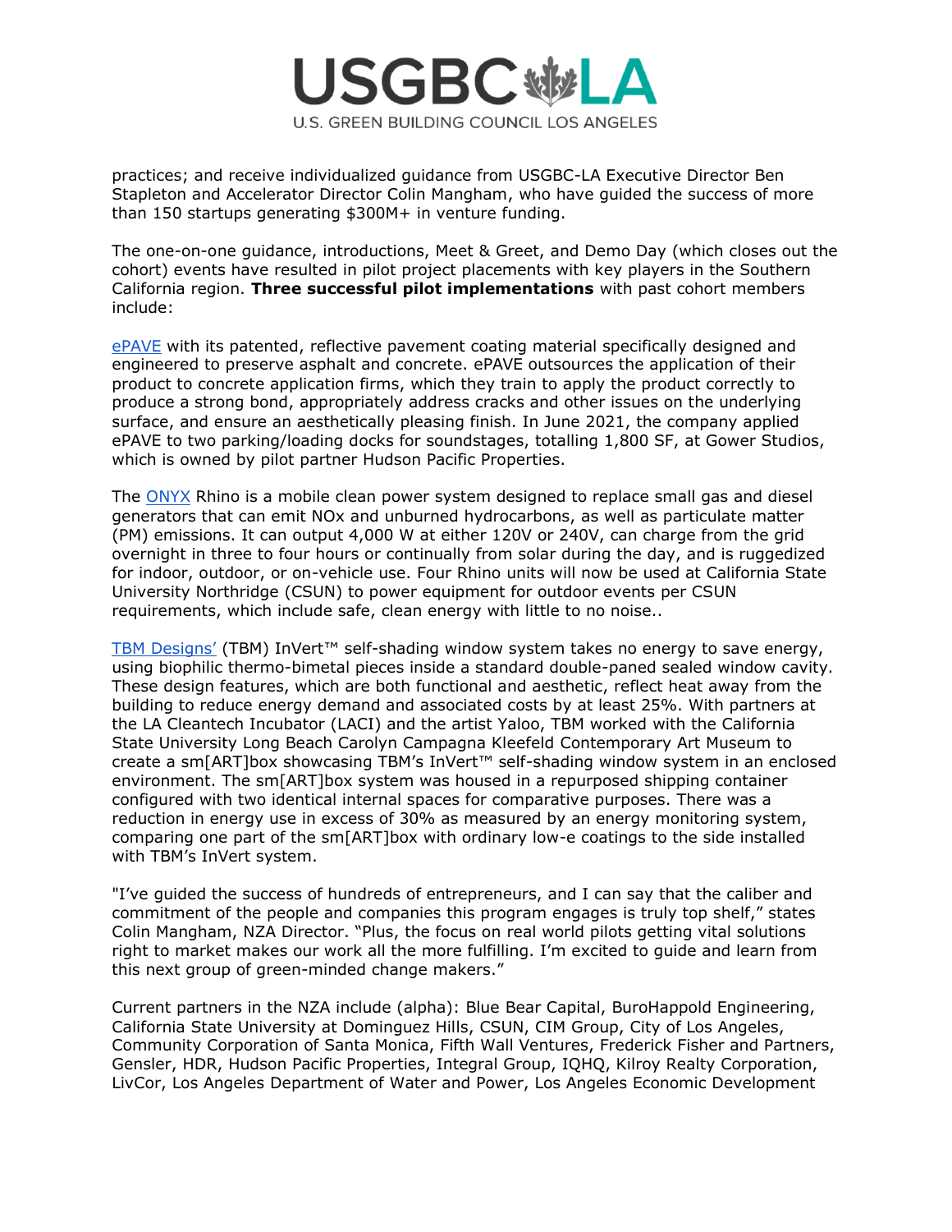practices; and receive individualized guidance from USGBC-LA Executive Director Ben Stapleton and Accelerator Director Colin Mangham, who have guided the success of more than 150 startups generating $300M+ in venture funding.

The one-on-one guidance, introductions, Meet & Greet, and Demo Day (which closes out the cohort) events have resulted in pilot project placements with key players in the Southern California region. **Three successful pilot implementations** with past cohort members include:

ePAVE with its patented, reflective pavement coating material specifically designed and engineered to preserve asphalt and concrete. ePAVE outsources the application of their product to concrete application firms, which they train to apply the product correctly to produce a strong bond, appropriately address cracks and other issues on the underlying surface, and ensure an aesthetically pleasing finish. In June 2021, the company applied ePAVE to two parking/loading docks for soundstages, totalling 1,800 SF, at Gower Studios, which is owned by pilot partner Hudson Pacific Properties.

The ONYX Rhino is a mobile clean power system designed to replace small gas and diesel generators that can emit NOx and unburned hydrocarbons, as well as particulate matter (PM) emissions. It can output 4,000 W at either 120V or 240V, can charge from the grid overnight in three to four hours or continually from solar during the day, and is ruggedized for indoor, outdoor, or on-vehicle use. Four Rhino units will now be used at California State University Northridge (CSUN) to power equipment for outdoor events per CSUN requirements, which include safe, clean energy with little to no noise..

TBM Designs' (TBM) InVert™ self-shading window system takes no energy to save energy, using biophilic thermo-bimetal pieces inside a standard double-paned sealed window cavity. These design features, which are both functional and aesthetic, reflect heat away from the building to reduce energy demand and associated costs by at least 25%. With partners at the LA Cleantech Incubator (LACI) and the artist Yaloo, TBM worked with the California State University Long Beach Carolyn Campagna Kleefeld Contemporary Art Museum to create a sm[ART]box showcasing TBM's InVert™ self-shading window system in an enclosed environment. The sm[ART]box system was housed in a repurposed shipping container configured with two identical internal spaces for comparative purposes. There was a reduction in energy use in excess of 30% as measured by an energy monitoring system, comparing one part of the sm[ART]box with ordinary low-e coatings to the side installed with TBM's InVert system.

"I've guided the success of hundreds of entrepreneurs, and I can say that the caliber and commitment of the people and companies this program engages is truly top shelf," states Colin Mangham, NZA Director. "Plus, the focus on real world pilots getting vital solutions right to market makes our work all the more fulfilling. I'm excited to guide and learn from this next group of green-minded change makers."

Current partners in the NZA include (alpha): Blue Bear Capital, BuroHappold Engineering, California State University at Dominguez Hills, CSUN, CIM Group, City of Los Angeles, Community Corporation of Santa Monica, Fifth Wall Ventures, Frederick Fisher and Partners, Gensler, HDR, Hudson Pacific Properties, Integral Group, IQHQ, Kilroy Realty Corporation, LivCor, Los Angeles Department of Water and Power, Los Angeles Economic Development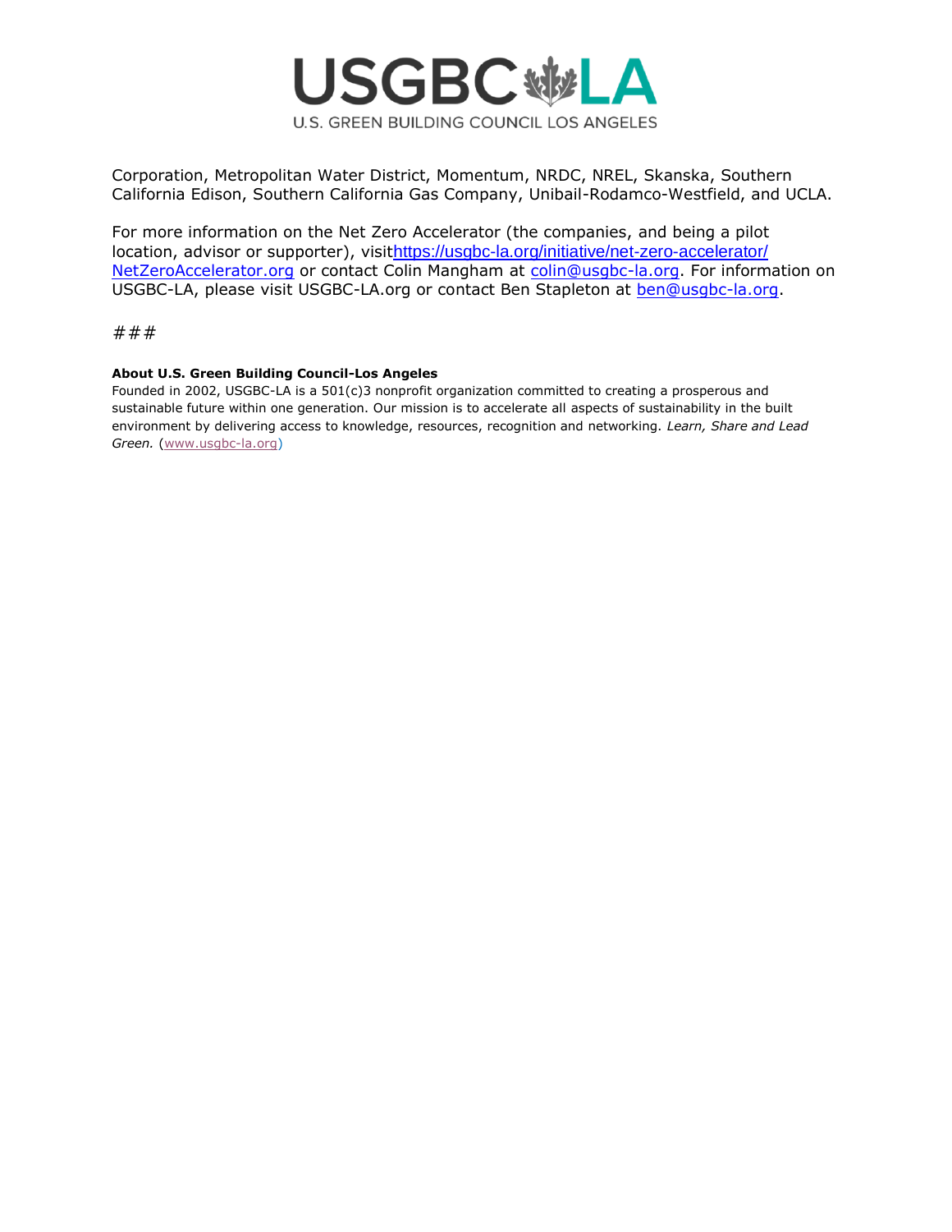Corporation, Metropolitan Water District, Momentum, NRDC, NREL, Skanska, Southern California Edison, Southern California Gas Company, Unibail-Rodamco-Westfield, and UCLA.

For more information on the Net Zero Accelerator (the companies, and being a pilot location, advisor or supporter), visit https://usgbc-la.org/initiative/net-zero-accelerator/ NetZeroAccelerator.org or contact Colin Mangham at colin@usgbc-la.org. For information on USGBC-LA, please visit USGBC-LA.org or contact Ben Stapleton at ben@usgbc-la.org.

###

**About U.S. Green Building Council-Los Angeles**
Founded in 2002, USGBC-LA is a 501(c)3 nonprofit organization committed to creating a prosperous and sustainable future within one generation. Our mission is to accelerate all aspects of sustainability in the built environment by delivering access to knowledge, resources, recognition and networking. *Learn, Share and Lead Green.* (www.usgbc-la.org)